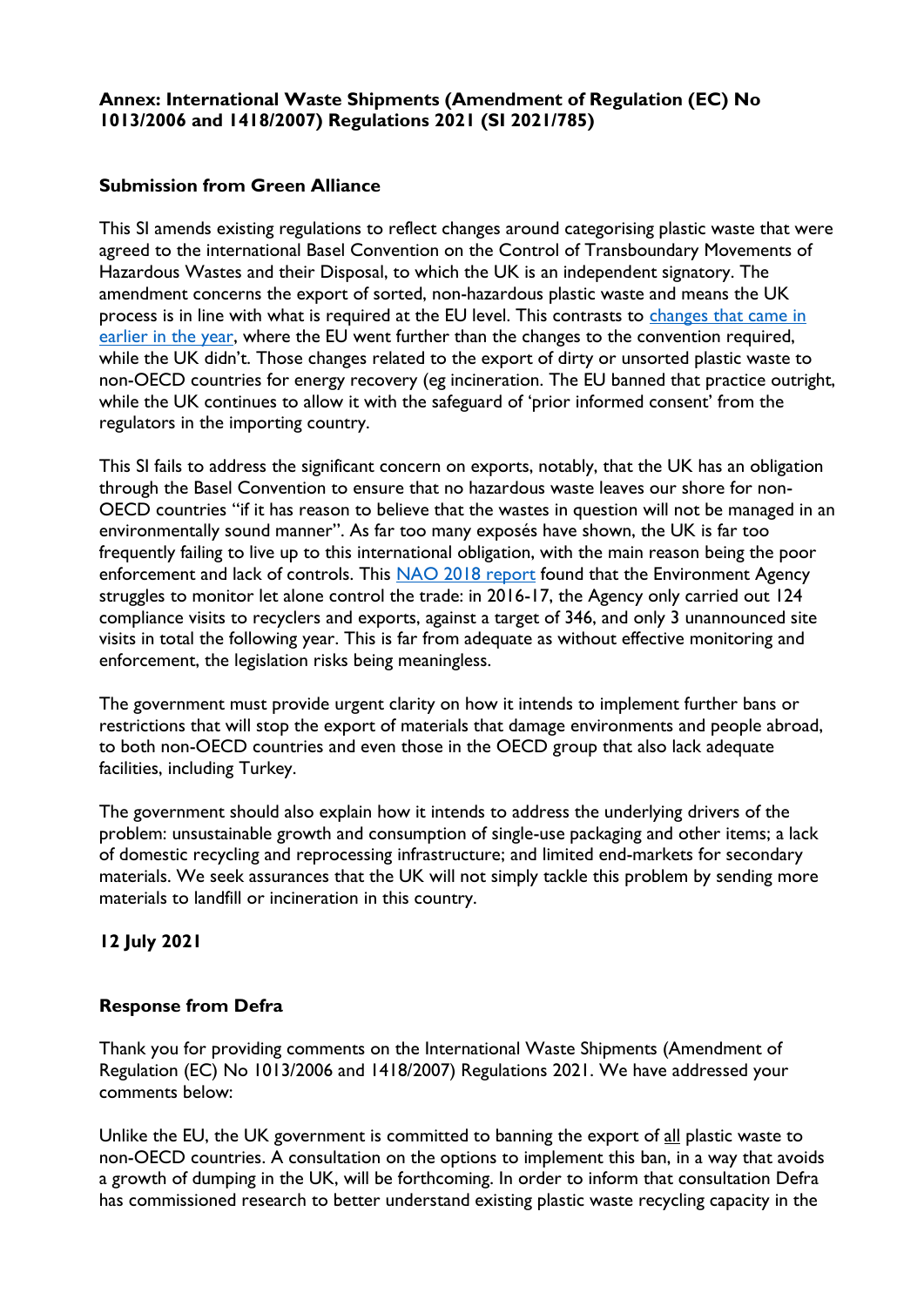**Annex: International Waste Shipments (Amendment of Regulation (EC) No 1013/2006 and 1418/2007) Regulations 2021 (SI 2021/785)**

**Submission from Green Alliance**

This SI amends existing regulations to reflect changes around categorising plastic waste that were agreed to the international Basel Convention on the Control of Transboundary Movements of Hazardous Wastes and their Disposal, to which the UK is an independent signatory. The amendment concerns the export of sorted, non-hazardous plastic waste and means the UK process is in line with what is required at the EU level. This contrasts to changes that came in earlier in the year, where the EU went further than the changes to the convention required, while the UK didn't. Those changes related to the export of dirty or unsorted plastic waste to non-OECD countries for energy recovery (eg incineration. The EU banned that practice outright, while the UK continues to allow it with the safeguard of 'prior informed consent' from the regulators in the importing country.

This SI fails to address the significant concern on exports, notably, that the UK has an obligation through the Basel Convention to ensure that no hazardous waste leaves our shore for non-OECD countries "if it has reason to believe that the wastes in question will not be managed in an environmentally sound manner". As far too many exposés have shown, the UK is far too frequently failing to live up to this international obligation, with the main reason being the poor enforcement and lack of controls. This NAO 2018 report found that the Environment Agency struggles to monitor let alone control the trade: in 2016-17, the Agency only carried out 124 compliance visits to recyclers and exports, against a target of 346, and only 3 unannounced site visits in total the following year. This is far from adequate as without effective monitoring and enforcement, the legislation risks being meaningless.

The government must provide urgent clarity on how it intends to implement further bans or restrictions that will stop the export of materials that damage environments and people abroad, to both non-OECD countries and even those in the OECD group that also lack adequate facilities, including Turkey.

The government should also explain how it intends to address the underlying drivers of the problem: unsustainable growth and consumption of single-use packaging and other items; a lack of domestic recycling and reprocessing infrastructure; and limited end-markets for secondary materials. We seek assurances that the UK will not simply tackle this problem by sending more materials to landfill or incineration in this country.

**12 July 2021**

**Response from Defra**

Thank you for providing comments on the International Waste Shipments (Amendment of Regulation (EC) No 1013/2006 and 1418/2007) Regulations 2021. We have addressed your comments below:

Unlike the EU, the UK government is committed to banning the export of all plastic waste to non-OECD countries. A consultation on the options to implement this ban, in a way that avoids a growth of dumping in the UK, will be forthcoming. In order to inform that consultation Defra has commissioned research to better understand existing plastic waste recycling capacity in the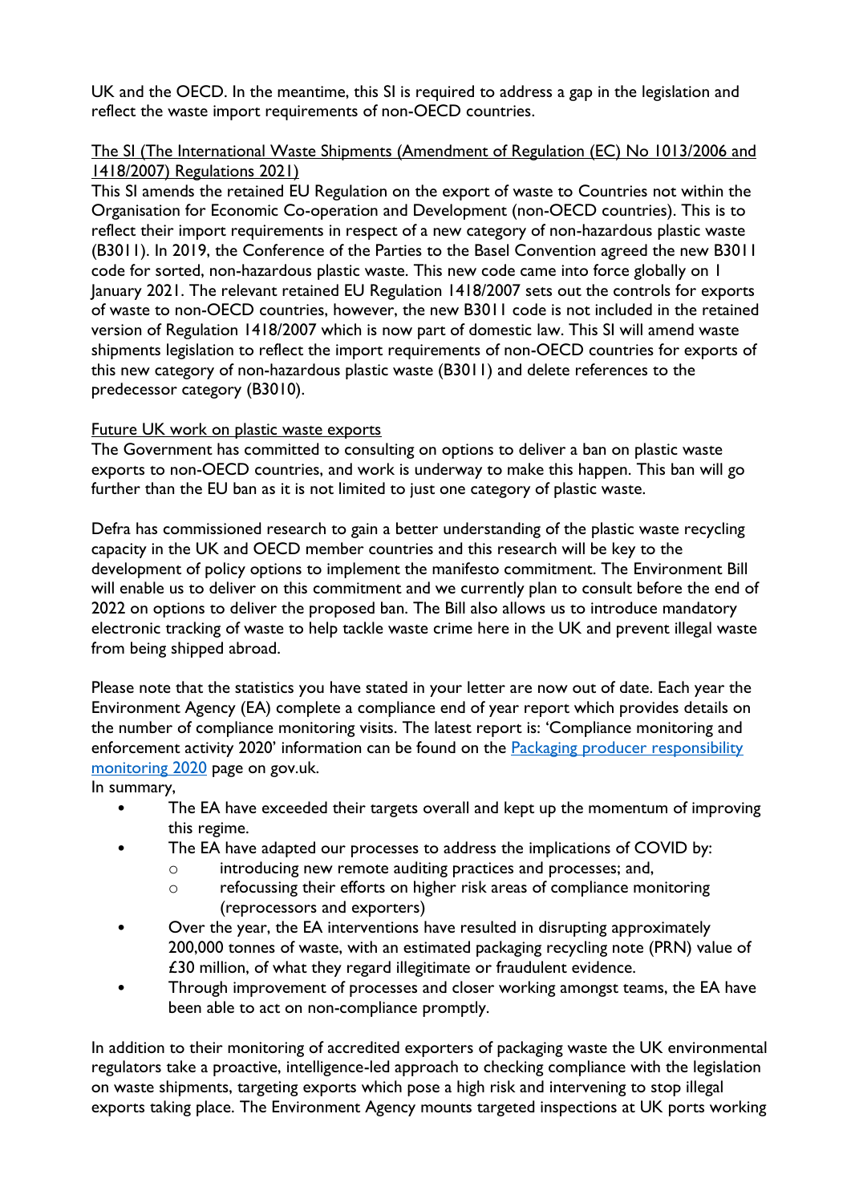UK and the OECD. In the meantime, this SI is required to address a gap in the legislation and reflect the waste import requirements of non-OECD countries.

The SI (The International Waste Shipments (Amendment of Regulation (EC) No 1013/2006 and 1418/2007) Regulations 2021)

This SI amends the retained EU Regulation on the export of waste to Countries not within the Organisation for Economic Co-operation and Development (non-OECD countries). This is to reflect their import requirements in respect of a new category of non-hazardous plastic waste (B3011). In 2019, the Conference of the Parties to the Basel Convention agreed the new B3011 code for sorted, non-hazardous plastic waste. This new code came into force globally on 1 January 2021. The relevant retained EU Regulation 1418/2007 sets out the controls for exports of waste to non-OECD countries, however, the new B3011 code is not included in the retained version of Regulation 1418/2007 which is now part of domestic law. This SI will amend waste shipments legislation to reflect the import requirements of non-OECD countries for exports of this new category of non-hazardous plastic waste (B3011) and delete references to the predecessor category (B3010).

Future UK work on plastic waste exports

The Government has committed to consulting on options to deliver a ban on plastic waste exports to non-OECD countries, and work is underway to make this happen. This ban will go further than the EU ban as it is not limited to just one category of plastic waste.

Defra has commissioned research to gain a better understanding of the plastic waste recycling capacity in the UK and OECD member countries and this research will be key to the development of policy options to implement the manifesto commitment. The Environment Bill will enable us to deliver on this commitment and we currently plan to consult before the end of 2022 on options to deliver the proposed ban. The Bill also allows us to introduce mandatory electronic tracking of waste to help tackle waste crime here in the UK and prevent illegal waste from being shipped abroad.

Please note that the statistics you have stated in your letter are now out of date. Each year the Environment Agency (EA) complete a compliance end of year report which provides details on the number of compliance monitoring visits. The latest report is: 'Compliance monitoring and enforcement activity 2020' information can be found on the Packaging producer responsibility monitoring 2020 page on gov.uk.

In summary,

- The EA have exceeded their targets overall and kept up the momentum of improving this regime.
- The EA have adapted our processes to address the implications of COVID by:
  - introducing new remote auditing practices and processes; and,
  - refocussing their efforts on higher risk areas of compliance monitoring (reprocessors and exporters)
- Over the year, the EA interventions have resulted in disrupting approximately 200,000 tonnes of waste, with an estimated packaging recycling note (PRN) value of £30 million, of what they regard illegitimate or fraudulent evidence.
- Through improvement of processes and closer working amongst teams, the EA have been able to act on non-compliance promptly.

In addition to their monitoring of accredited exporters of packaging waste the UK environmental regulators take a proactive, intelligence-led approach to checking compliance with the legislation on waste shipments, targeting exports which pose a high risk and intervening to stop illegal exports taking place. The Environment Agency mounts targeted inspections at UK ports working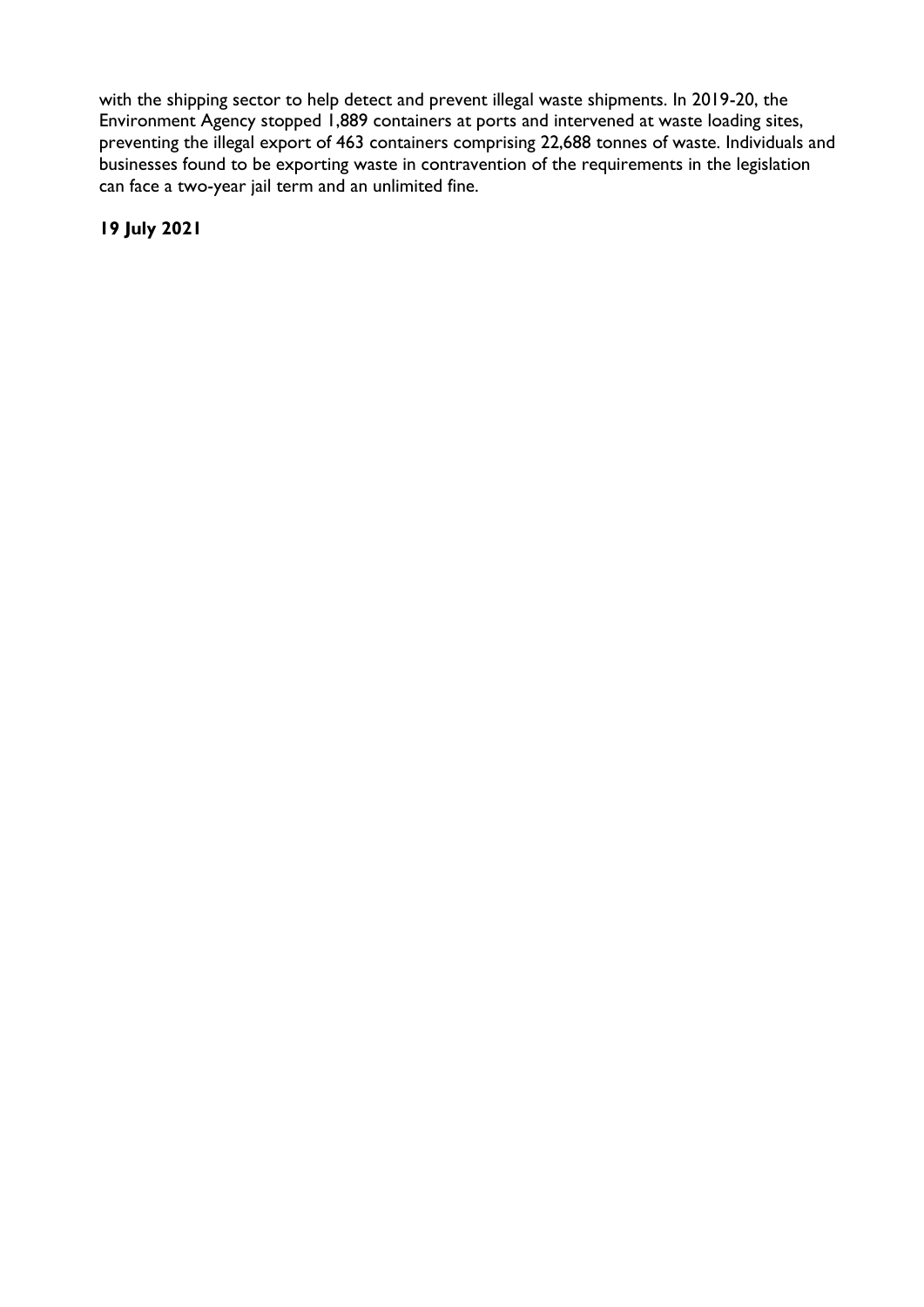with the shipping sector to help detect and prevent illegal waste shipments. In 2019-20, the Environment Agency stopped 1,889 containers at ports and intervened at waste loading sites, preventing the illegal export of 463 containers comprising 22,688 tonnes of waste. Individuals and businesses found to be exporting waste in contravention of the requirements in the legislation can face a two-year jail term and an unlimited fine.

**19 July 2021**